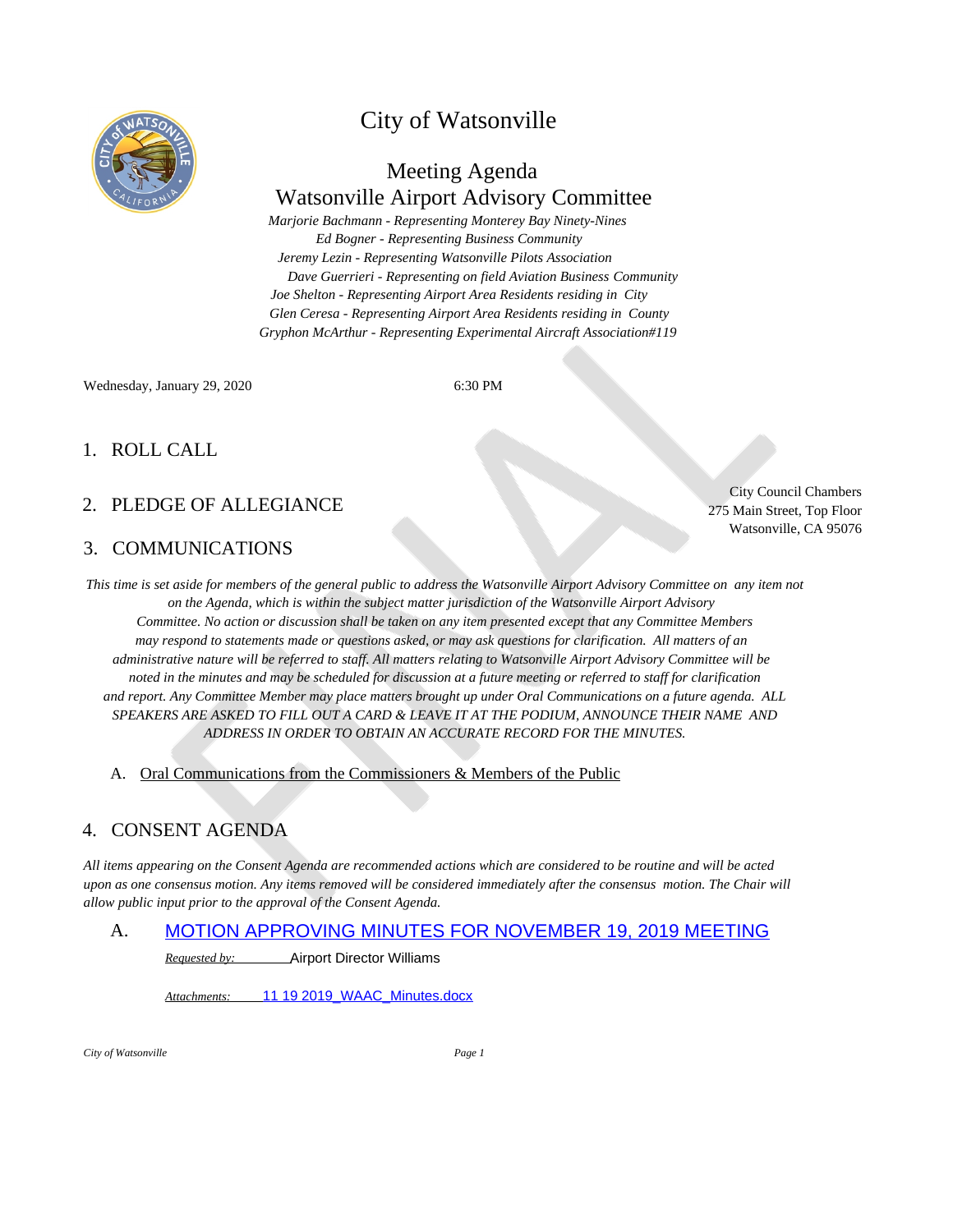# City of Watsonville

## Meeting Agenda
## Watsonville Airport Advisory Committee

*Marjorie Bachmann - Representing Monterey Bay Ninety-Nines*
*Ed Bogner - Representing Business Community*
*Jeremy Lezin - Representing Watsonville Pilots Association*
*Dave Guerrieri - Representing on field Aviation Business Community*
*Joe Shelton - Representing Airport Area Residents residing in City*
*Glen Ceresa - Representing Airport Area Residents residing in County*
*Gryphon McArthur - Representing Experimental Aircraft Association#119*

Wednesday, January 29, 2020 6:30 PM

City Council Chambers
275 Main Street, Top Floor
Watsonville, CA 95076

## 1. ROLL CALL

## 2. PLEDGE OF ALLEGIANCE

## 3. COMMUNICATIONS

*This time is set aside for members of the general public to address the Watsonville Airport Advisory Committee on any item not on the Agenda, which is within the subject matter jurisdiction of the Watsonville Airport Advisory Committee. No action or discussion shall be taken on any item presented except that any Committee Members may respond to statements made or questions asked, or may ask questions for clarification. All matters of an administrative nature will be referred to staff. All matters relating to Watsonville Airport Advisory Committee will be noted in the minutes and may be scheduled for discussion at a future meeting or referred to staff for clarification and report. Any Committee Member may place matters brought up under Oral Communications on a future agenda. ALL SPEAKERS ARE ASKED TO FILL OUT A CARD & LEAVE IT AT THE PODIUM, ANNOUNCE THEIR NAME AND ADDRESS IN ORDER TO OBTAIN AN ACCURATE RECORD FOR THE MINUTES.*

A. Oral Communications from the Commissioners & Members of the Public

## 4. CONSENT AGENDA

*All items appearing on the Consent Agenda are recommended actions which are considered to be routine and will be acted upon as one consensus motion. Any items removed will be considered immediately after the consensus motion. The Chair will allow public input prior to the approval of the Consent Agenda.*

A. MOTION APPROVING MINUTES FOR NOVEMBER 19, 2019 MEETING

*Requested by:* Airport Director Williams

*Attachments:* 11 19 2019_WAAC_Minutes.docx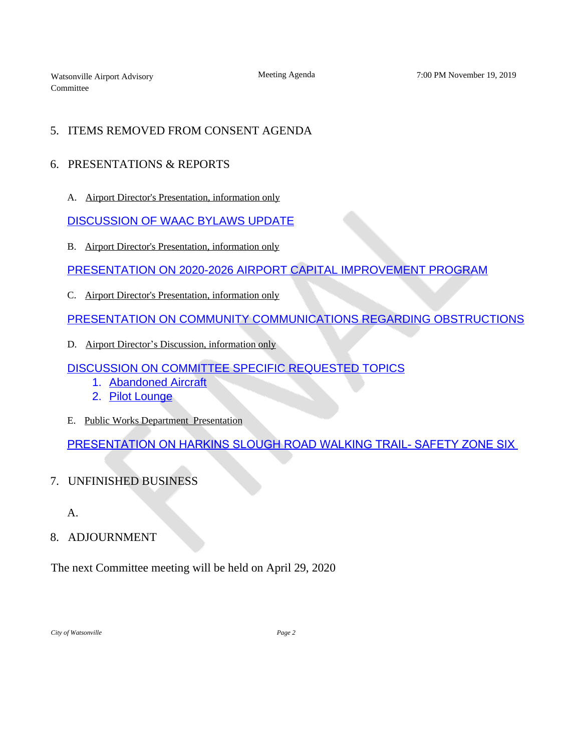5. ITEMS REMOVED FROM CONSENT AGENDA

6. PRESENTATIONS & REPORTS

   A. Airport Director's Presentation, information only

   DISCUSSION OF WAAC BYLAWS UPDATE

   B. Airport Director's Presentation, information only

   PRESENTATION ON 2020-2026 AIRPORT CAPITAL IMPROVEMENT PROGRAM

   C. Airport Director's Presentation, information only

   PRESENTATION ON COMMUNITY COMMUNICATIONS REGARDING OBSTRUCTIONS

   D. Airport Director's Discussion, information only

   DISCUSSION ON COMMITTEE SPECIFIC REQUESTED TOPICS

      1. Abandoned Aircraft
      2. Pilot Lounge

   E. Public Works Department Presentation

   PRESENTATION ON HARKINS SLOUGH ROAD WALKING TRAIL- SAFETY ZONE SIX

7. UNFINISHED BUSINESS

   A.

8. ADJOURNMENT

The next Committee meeting will be held on April 29, 2020